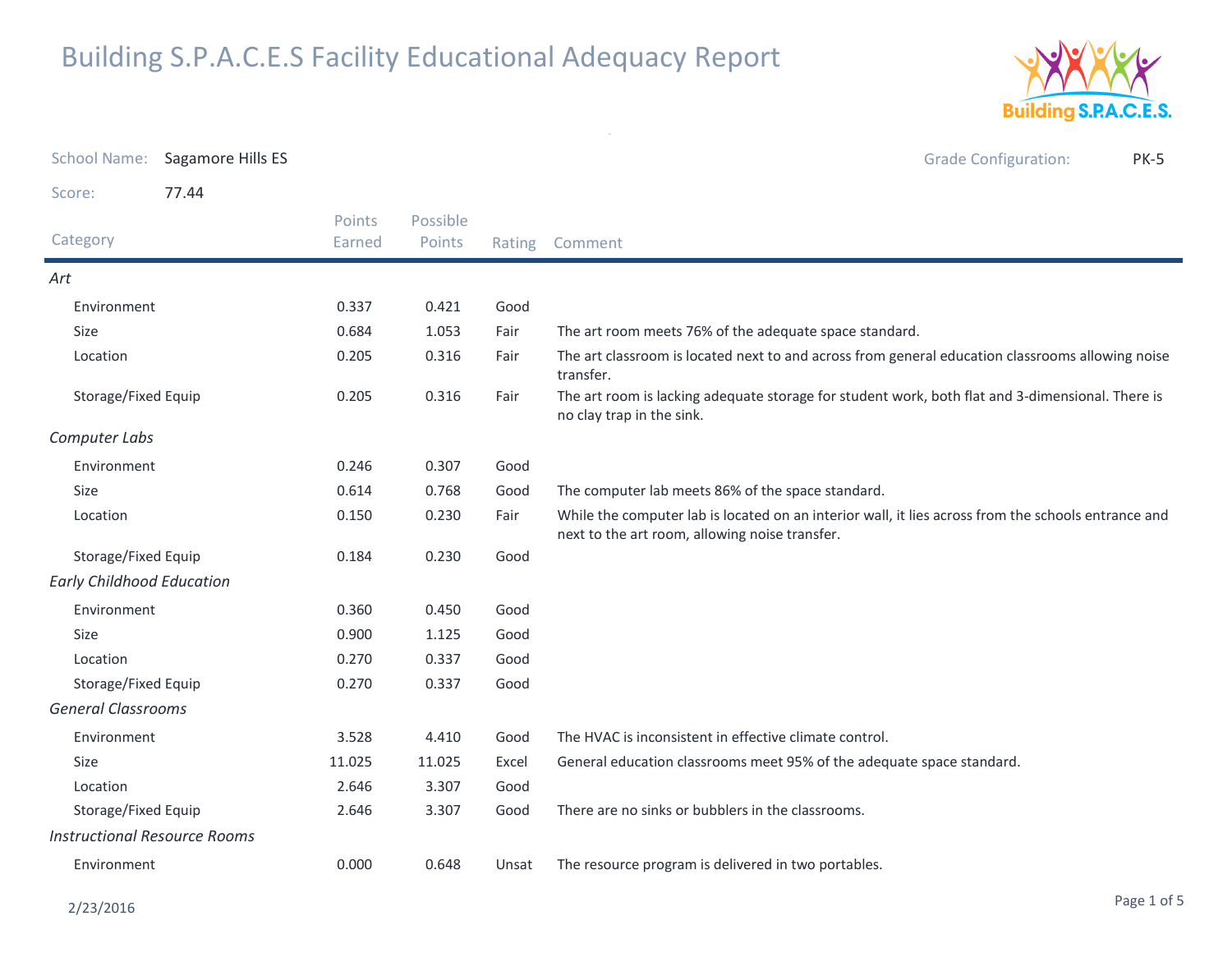# Building S.P.A.C.E.S Facility Educational Adequacy Report

School Name: Sagamore Hills ES

Grade Configuration: PK-5

Score: 77.44

| Category | Points Earned | Possible Points | Rating | Comment |
|---|---|---|---|---|
| *Art* | | | | |
| Environment | 0.337 | 0.421 | Good | |
| Size | 0.684 | 1.053 | Fair | The art room meets 76% of the adequate space standard. |
| Location | 0.205 | 0.316 | Fair | The art classroom is located next to and across from general education classrooms allowing noise transfer. |
| Storage/Fixed Equip | 0.205 | 0.316 | Fair | The art room is lacking adequate storage for student work, both flat and 3-dimensional. There is no clay trap in the sink. |
| *Computer Labs* | | | | |
| Environment | 0.246 | 0.307 | Good | |
| Size | 0.614 | 0.768 | Good | The computer lab meets 86% of the space standard. |
| Location | 0.150 | 0.230 | Fair | While the computer lab is located on an interior wall, it lies across from the schools entrance and next to the art room, allowing noise transfer. |
| Storage/Fixed Equip | 0.184 | 0.230 | Good | |
| *Early Childhood Education* | | | | |
| Environment | 0.360 | 0.450 | Good | |
| Size | 0.900 | 1.125 | Good | |
| Location | 0.270 | 0.337 | Good | |
| Storage/Fixed Equip | 0.270 | 0.337 | Good | |
| *General Classrooms* | | | | |
| Environment | 3.528 | 4.410 | Good | The HVAC is inconsistent in effective climate control. |
| Size | 11.025 | 11.025 | Excel | General education classrooms meet 95% of the adequate space standard. |
| Location | 2.646 | 3.307 | Good | |
| Storage/Fixed Equip | 2.646 | 3.307 | Good | There are no sinks or bubblers in the classrooms. |
| *Instructional Resource Rooms* | | | | |
| Environment | 0.000 | 0.648 | Unsat | The resource program is delivered in two portables. |

2/23/2016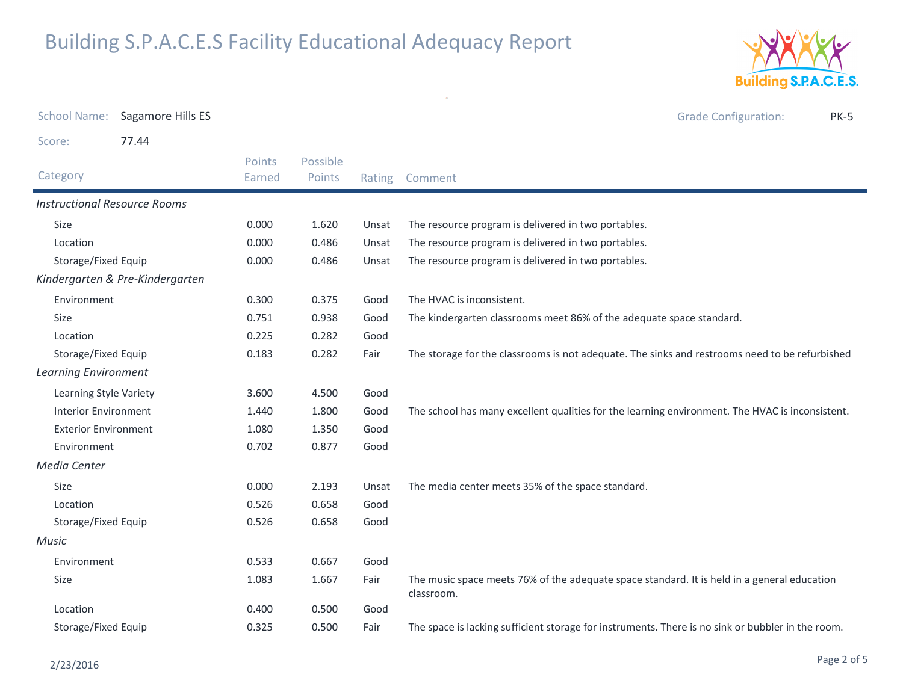# Building S.P.A.C.E.S Facility Educational Adequacy Report

School Name: Sagamore Hills ES

Grade Configuration: PK-5

Score: 77.44

| Category | Points Earned | Possible Points | Rating | Comment |
|---|---|---|---|---|
| *Instructional Resource Rooms* | | | | |
| Size | 0.000 | 1.620 | Unsat | The resource program is delivered in two portables. |
| Location | 0.000 | 0.486 | Unsat | The resource program is delivered in two portables. |
| Storage/Fixed Equip | 0.000 | 0.486 | Unsat | The resource program is delivered in two portables. |
| *Kindergarten & Pre-Kindergarten* | | | | |
| Environment | 0.300 | 0.375 | Good | The HVAC is inconsistent. |
| Size | 0.751 | 0.938 | Good | The kindergarten classrooms meet 86% of the adequate space standard. |
| Location | 0.225 | 0.282 | Good | |
| Storage/Fixed Equip | 0.183 | 0.282 | Fair | The storage for the classrooms is not adequate. The sinks and restrooms need to be refurbished |
| *Learning Environment* | | | | |
| Learning Style Variety | 3.600 | 4.500 | Good | |
| Interior Environment | 1.440 | 1.800 | Good | The school has many excellent qualities for the learning environment. The HVAC is inconsistent. |
| Exterior Environment | 1.080 | 1.350 | Good | |
| Environment | 0.702 | 0.877 | Good | |
| *Media Center* | | | | |
| Size | 0.000 | 2.193 | Unsat | The media center meets 35% of the space standard. |
| Location | 0.526 | 0.658 | Good | |
| Storage/Fixed Equip | 0.526 | 0.658 | Good | |
| *Music* | | | | |
| Environment | 0.533 | 0.667 | Good | |
| Size | 1.083 | 1.667 | Fair | The music space meets 76% of the adequate space standard. It is held in a general education classroom. |
| Location | 0.400 | 0.500 | Good | |
| Storage/Fixed Equip | 0.325 | 0.500 | Fair | The space is lacking sufficient storage for instruments. There is no sink or bubbler in the room. |

2/23/2016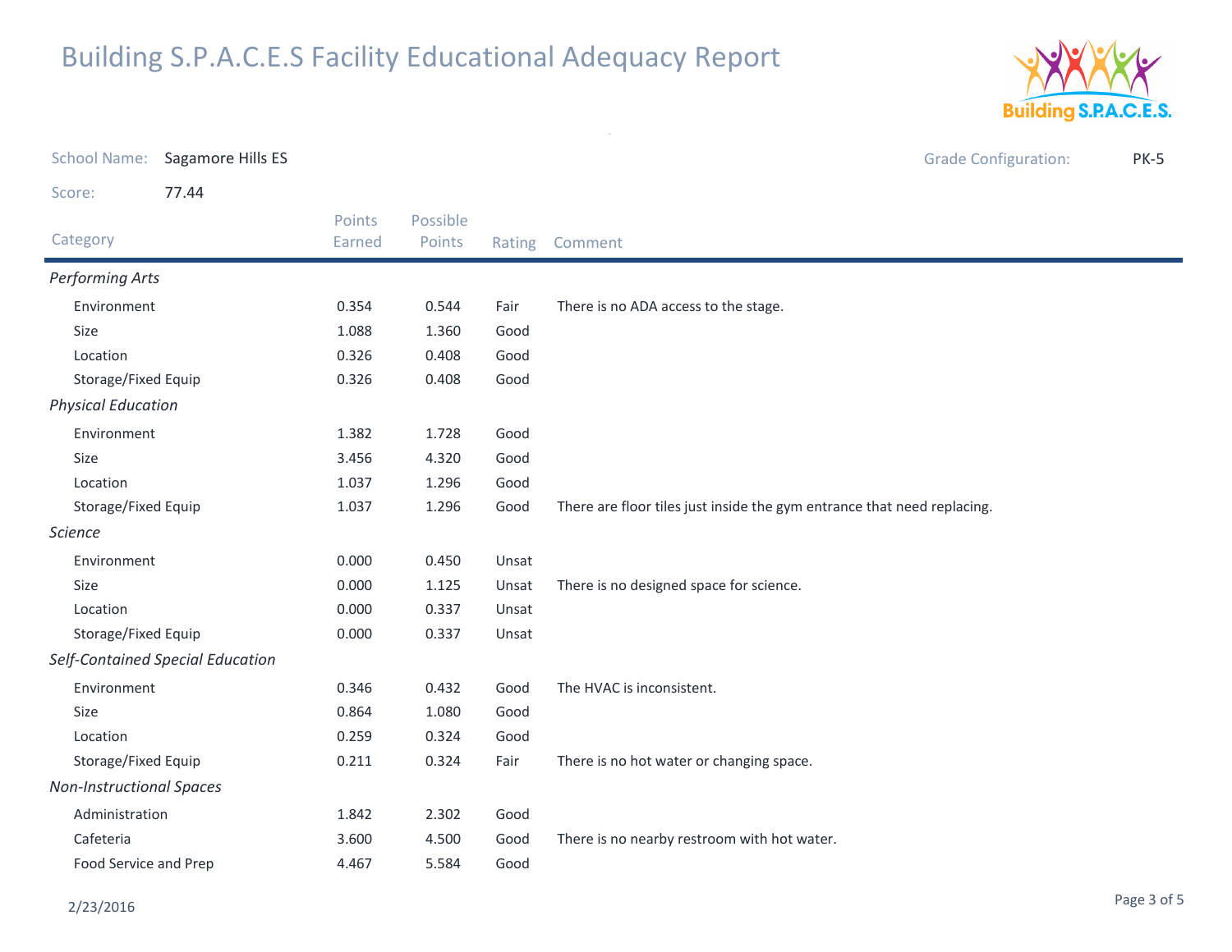# Building S.P.A.C.E.S Facility Educational Adequacy Report

School Name: Sagamore Hills ES

Grade Configuration: PK-5

Score: 77.44

| Category | Points Earned | Possible Points | Rating | Comment |
|---|---|---|---|---|
| *Performing Arts* | | | | |
| Environment | 0.354 | 0.544 | Fair | There is no ADA access to the stage. |
| Size | 1.088 | 1.360 | Good | |
| Location | 0.326 | 0.408 | Good | |
| Storage/Fixed Equip | 0.326 | 0.408 | Good | |
| *Physical Education* | | | | |
| Environment | 1.382 | 1.728 | Good | |
| Size | 3.456 | 4.320 | Good | |
| Location | 1.037 | 1.296 | Good | |
| Storage/Fixed Equip | 1.037 | 1.296 | Good | There are floor tiles just inside the gym entrance that need replacing. |
| *Science* | | | | |
| Environment | 0.000 | 0.450 | Unsat | |
| Size | 0.000 | 1.125 | Unsat | There is no designed space for science. |
| Location | 0.000 | 0.337 | Unsat | |
| Storage/Fixed Equip | 0.000 | 0.337 | Unsat | |
| *Self-Contained Special Education* | | | | |
| Environment | 0.346 | 0.432 | Good | The HVAC is inconsistent. |
| Size | 0.864 | 1.080 | Good | |
| Location | 0.259 | 0.324 | Good | |
| Storage/Fixed Equip | 0.211 | 0.324 | Fair | There is no hot water or changing space. |
| *Non-Instructional Spaces* | | | | |
| Administration | 1.842 | 2.302 | Good | |
| Cafeteria | 3.600 | 4.500 | Good | There is no nearby restroom with hot water. |
| Food Service and Prep | 4.467 | 5.584 | Good | |

2/23/2016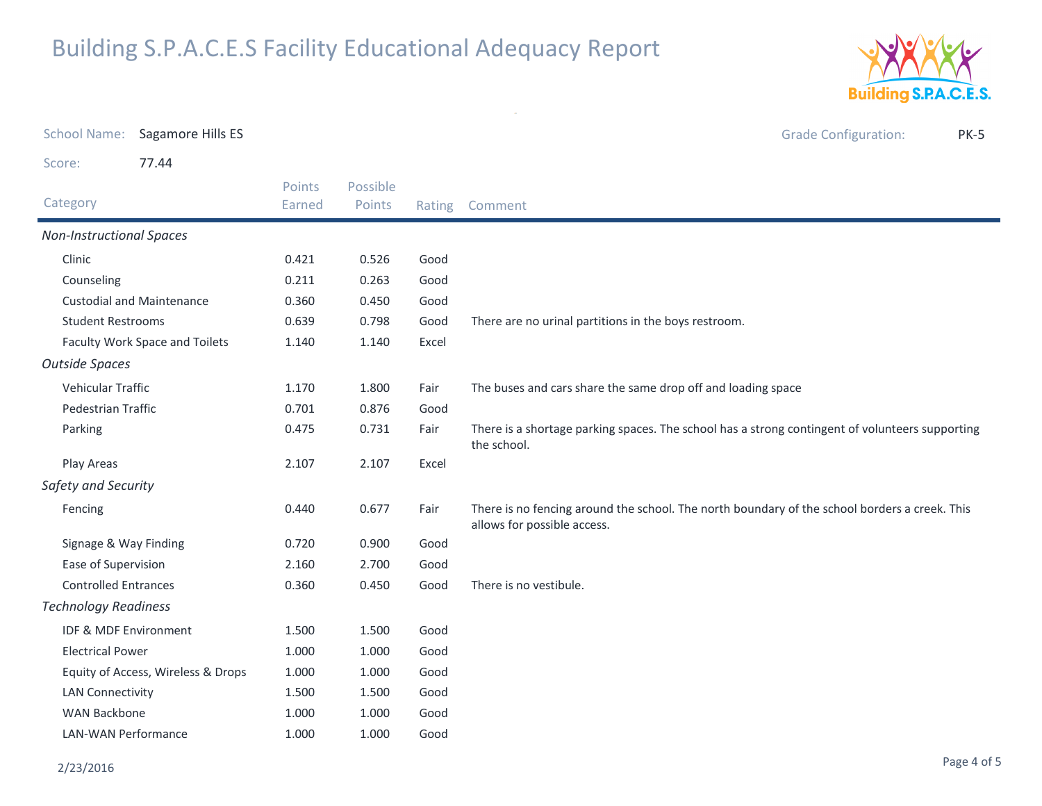# Building S.P.A.C.E.S Facility Educational Adequacy Report

School Name: Sagamore Hills ES

Grade Configuration: PK-5

Score: 77.44

| Category | Points Earned | Possible Points | Rating | Comment |
|---|---|---|---|---|
| ***Non-Instructional Spaces*** | | | | |
| Clinic | 0.421 | 0.526 | Good | |
| Counseling | 0.211 | 0.263 | Good | |
| Custodial and Maintenance | 0.360 | 0.450 | Good | |
| Student Restrooms | 0.639 | 0.798 | Good | There are no urinal partitions in the boys restroom. |
| Faculty Work Space and Toilets | 1.140 | 1.140 | Excel | |
| ***Outside Spaces*** | | | | |
| Vehicular Traffic | 1.170 | 1.800 | Fair | The buses and cars share the same drop off and loading space |
| Pedestrian Traffic | 0.701 | 0.876 | Good | |
| Parking | 0.475 | 0.731 | Fair | There is a shortage parking spaces. The school has a strong contingent of volunteers supporting the school. |
| Play Areas | 2.107 | 2.107 | Excel | |
| ***Safety and Security*** | | | | |
| Fencing | 0.440 | 0.677 | Fair | There is no fencing around the school. The north boundary of the school borders a creek. This allows for possible access. |
| Signage & Way Finding | 0.720 | 0.900 | Good | |
| Ease of Supervision | 2.160 | 2.700 | Good | |
| Controlled Entrances | 0.360 | 0.450 | Good | There is no vestibule. |
| ***Technology Readiness*** | | | | |
| IDF & MDF Environment | 1.500 | 1.500 | Good | |
| Electrical Power | 1.000 | 1.000 | Good | |
| Equity of Access, Wireless & Drops | 1.000 | 1.000 | Good | |
| LAN Connectivity | 1.500 | 1.500 | Good | |
| WAN Backbone | 1.000 | 1.000 | Good | |
| LAN-WAN Performance | 1.000 | 1.000 | Good | |

2/23/2016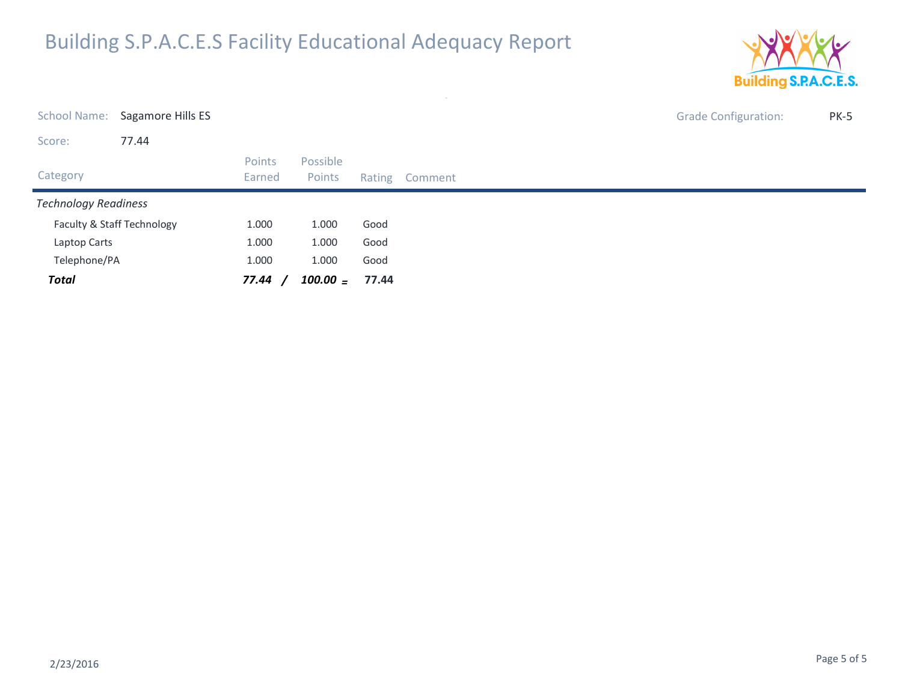# Building S.P.A.C.E.S Facility Educational Adequacy Report

School Name: Sagamore Hills ES

Grade Configuration: PK-5

Score: 77.44

| Category | Points Earned | Possible Points | Rating | Comment |
|---|---|---|---|---|
| *Technology Readiness* | | | | |
| Faculty & Staff Technology | 1.000 | 1.000 | Good | |
| Laptop Carts | 1.000 | 1.000 | Good | |
| Telephone/PA | 1.000 | 1.000 | Good | |
| ***Total*** | ***77.44 /*** | ***100.00 =*** | **77.44** | |

2/23/2016